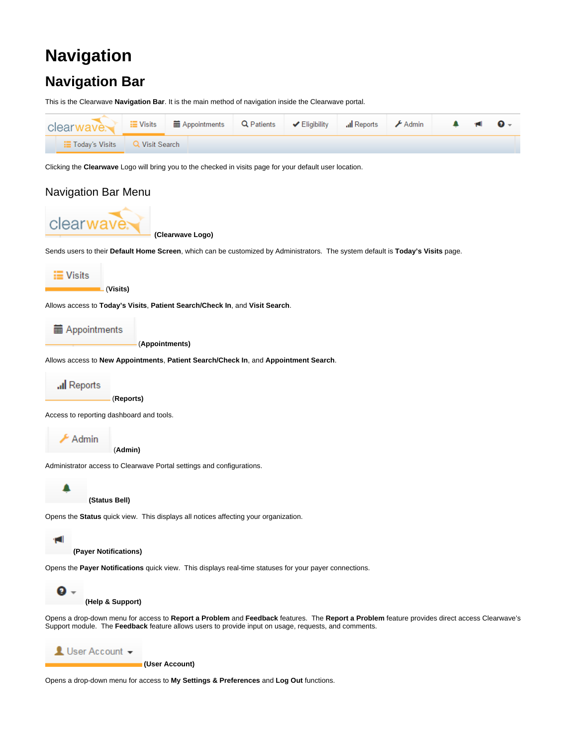# Navigation

## Navigation Bar

This is the Clearwave **Navigation Bar**. It is the main method of navigation inside the Clearwave portal.

Clicking the **Clearwave** Logo will bring you to the checked in visits page for your default user location.

### Navigation Bar Menu

**(Clearwave Logo)**

Sends users to their **Default Home Screen**, which can be customized by Administrators. The system default is **Today's Visits** page.

**(Visits)**

Allows access to **Today's Visits**, **Patient Search/Check In**, and **Visit Search**.

**(Appointments)**

Allows access to **New Appointments**, **Patient Search/Check In**, and **Appointment Search**.

**(Reports)**

Access to reporting dashboard and tools.

**(Admin)**

Administrator access to Clearwave Portal settings and configurations.

**(Status Bell)**

Opens the **Status** quick view. This displays all notices affecting your organization.

**(Payer Notifications)**

Opens the **Payer Notifications** quick view. This displays real-time statuses for your payer connections.

**(Help & Support)**

Opens a drop-down menu for access to **Report a Problem** and **Feedback** features. The **Report a Problem** feature provides direct access Clearwave's Support module. The **Feedback** feature allows users to provide input on usage, requests, and comments.

**(User Account)**

Opens a drop-down menu for access to **My Settings & Preferences** and **Log Out** functions.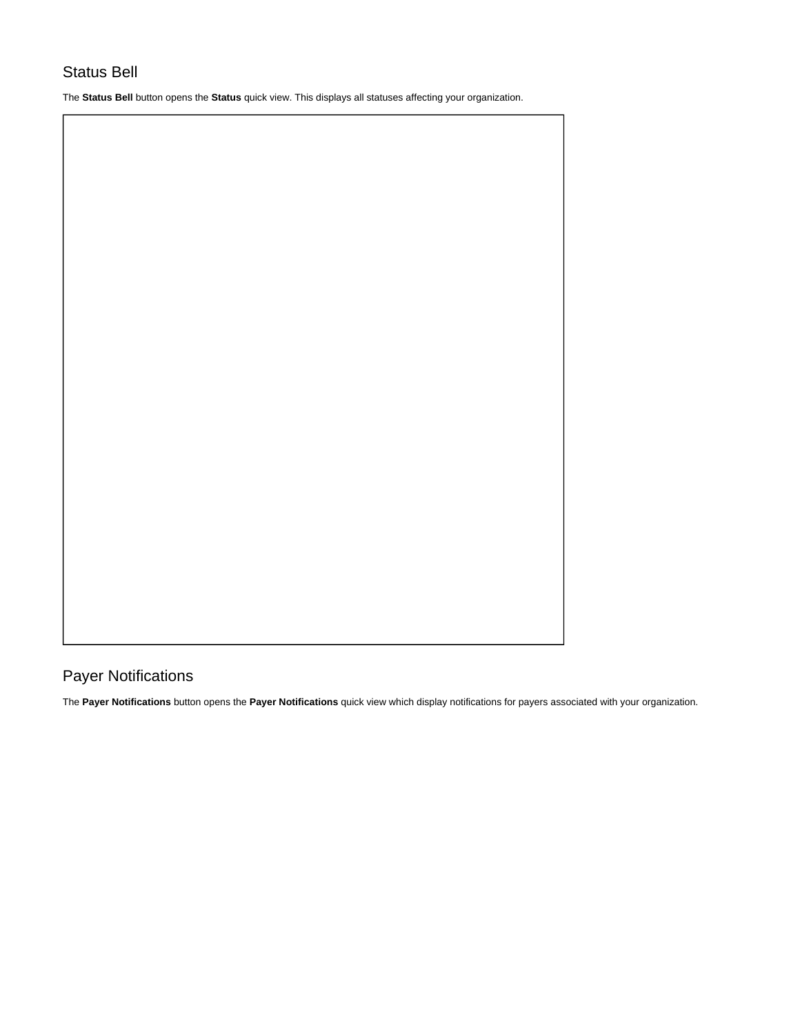## Status Bell

The **Status Bell** button opens the **Status** quick view. This displays all statuses affecting your organization.

## Payer Notifications

The **Payer Notifications** button opens the **Payer Notifications** quick view which display notifications for payers associated with your organization.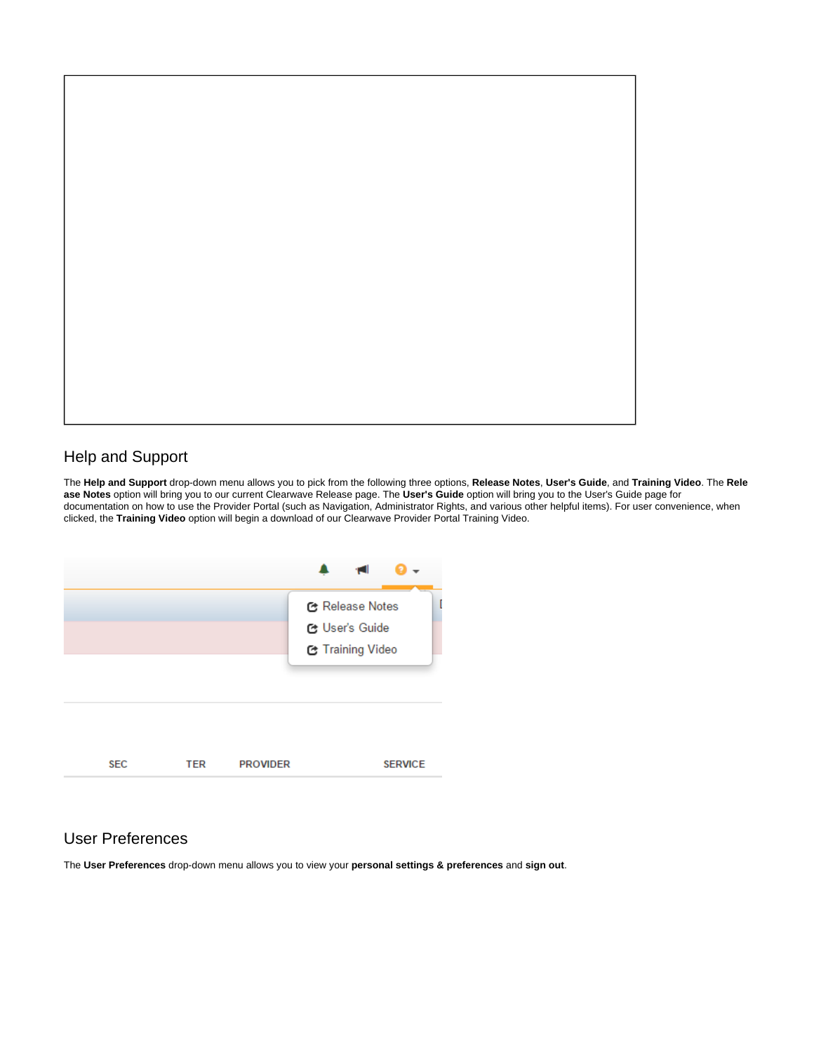## Help and Support

The **Help and Support** drop-down menu allows you to pick from the following three options, **Release Notes**, **User's Guide**, and **Training Video**. The **Release Notes** option will bring you to our current Clearwave Release page. The **User's Guide** option will bring you to the User's Guide page for documentation on how to use the Provider Portal (such as Navigation, Administrator Rights, and various other helpful items). For user convenience, when clicked, the **Training Video** option will begin a download of our Clearwave Provider Portal Training Video.

## User Preferences

The **User Preferences** drop-down menu allows you to view your **personal settings & preferences** and **sign out**.